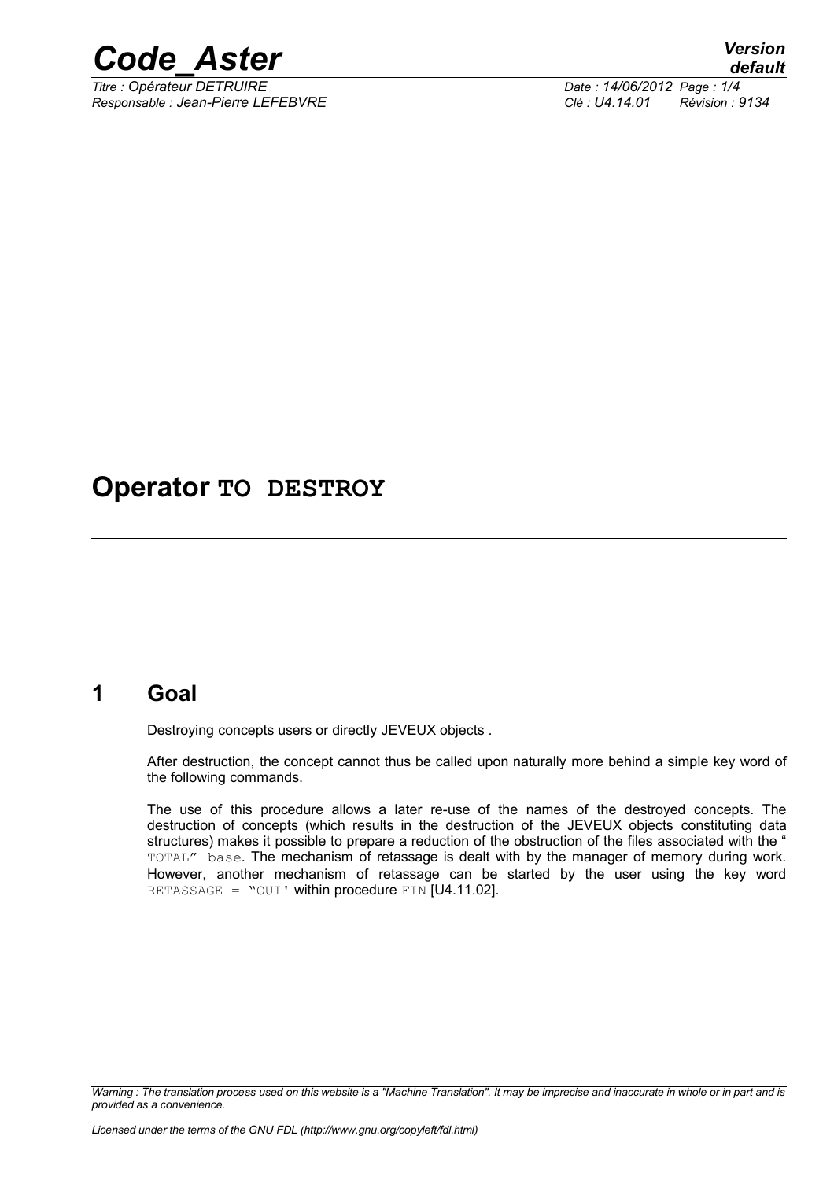# Operator TO DESTROY

## 1 Goal

Destroying concepts users or directly JEVEUX objects .

After destruction, the concept cannot thus be called upon naturally more behind a simple key word of the following commands.

The use of this procedure allows a later re-use of the names of the destroyed concepts. The destruction of concepts (which results in the destruction of the JEVEUX objects constituting data structures) makes it possible to prepare a reduction of the obstruction of the files associated with the " TOTAL" base. The mechanism of retassage is dealt with by the manager of memory during work. However, another mechanism of retassage can be started by the user using the key word RETASSAGE = "OUI' within procedure FIN [U4.11.02].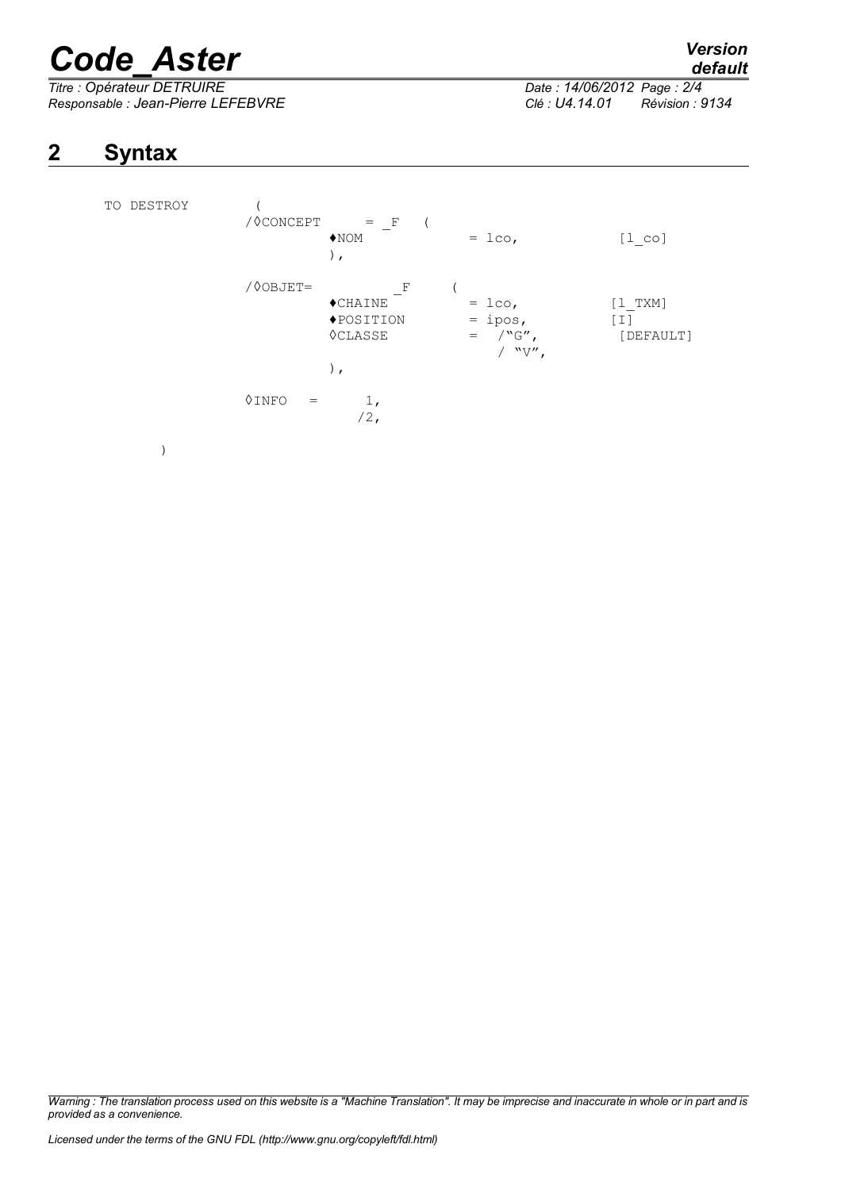## 2 Syntax

```
TO DESTROY        (
              /◊CONCEPT     = _F   (
                       ♦NOM              = lco,             [l_co]
                       ),

              /◊OBJET=          _F     (
                       ♦CHAINE           = lco,             [l_TXM]
                       ♦POSITION         = ipos,            [I]
                       ◊CLASSE           =  /"G",            [DEFAULT]
                                            / "V",
                       ),

              ◊INFO   =      1,
                            /2,

      )
```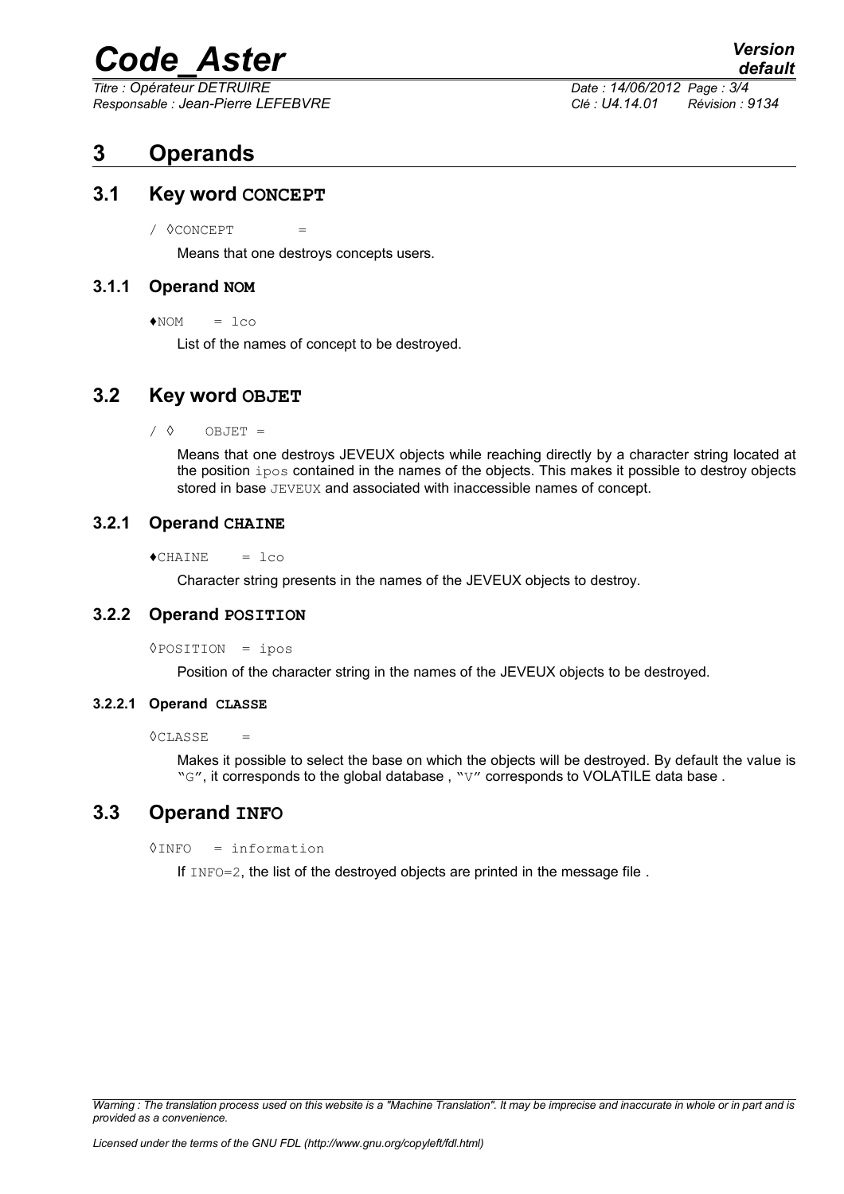# 3 Operands

## 3.1 Key word **CONCEPT**

/ ◊CONCEPT =

Means that one destroys concepts users.

### 3.1.1 Operand **NOM**

♦NOM = lco

List of the names of concept to be destroyed.

## 3.2 Key word **OBJET**

/ ◊ OBJET =

Means that one destroys JEVEUX objects while reaching directly by a character string located at the position ipos contained in the names of the objects. This makes it possible to destroy objects stored in base JEVEUX and associated with inaccessible names of concept.

### 3.2.1 Operand **CHAINE**

♦CHAINE = lco

Character string presents in the names of the JEVEUX objects to destroy.

### 3.2.2 Operand **POSITION**

◊POSITION = ipos

Position of the character string in the names of the JEVEUX objects to be destroyed.

#### 3.2.2.1 Operand **CLASSE**

◊CLASSE =

Makes it possible to select the base on which the objects will be destroyed. By default the value is "G", it corresponds to the global database , "V" corresponds to VOLATILE data base .

## 3.3 Operand **INFO**

◊INFO = information

If INFO=2, the list of the destroyed objects are printed in the message file .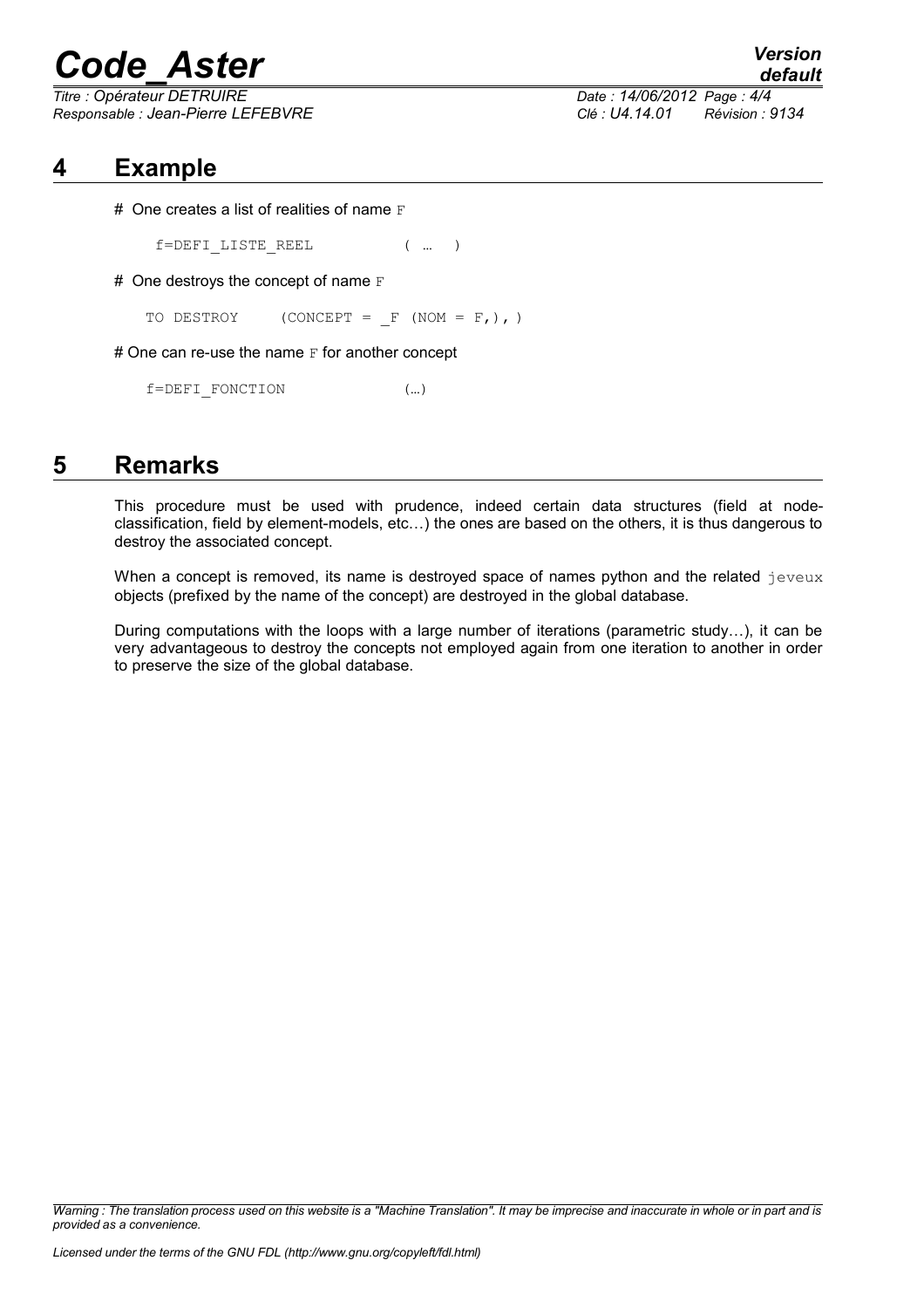## 4 Example

# One creates a list of realities of name F

```
f=DEFI_LISTE_REEL          ( …  )
```

# One destroys the concept of name F

```
TO DESTROY     (CONCEPT = _F (NOM = F,), )
```

# One can re-use the name F for another concept

```
f=DEFI_FONCTION            (…)
```

## 5 Remarks

This procedure must be used with prudence, indeed certain data structures (field at node-classification, field by element-models, etc…) the ones are based on the others, it is thus dangerous to destroy the associated concept.

When a concept is removed, its name is destroyed space of names python and the related jeveux objects (prefixed by the name of the concept) are destroyed in the global database.

During computations with the loops with a large number of iterations (parametric study…), it can be very advantageous to destroy the concepts not employed again from one iteration to another in order to preserve the size of the global database.